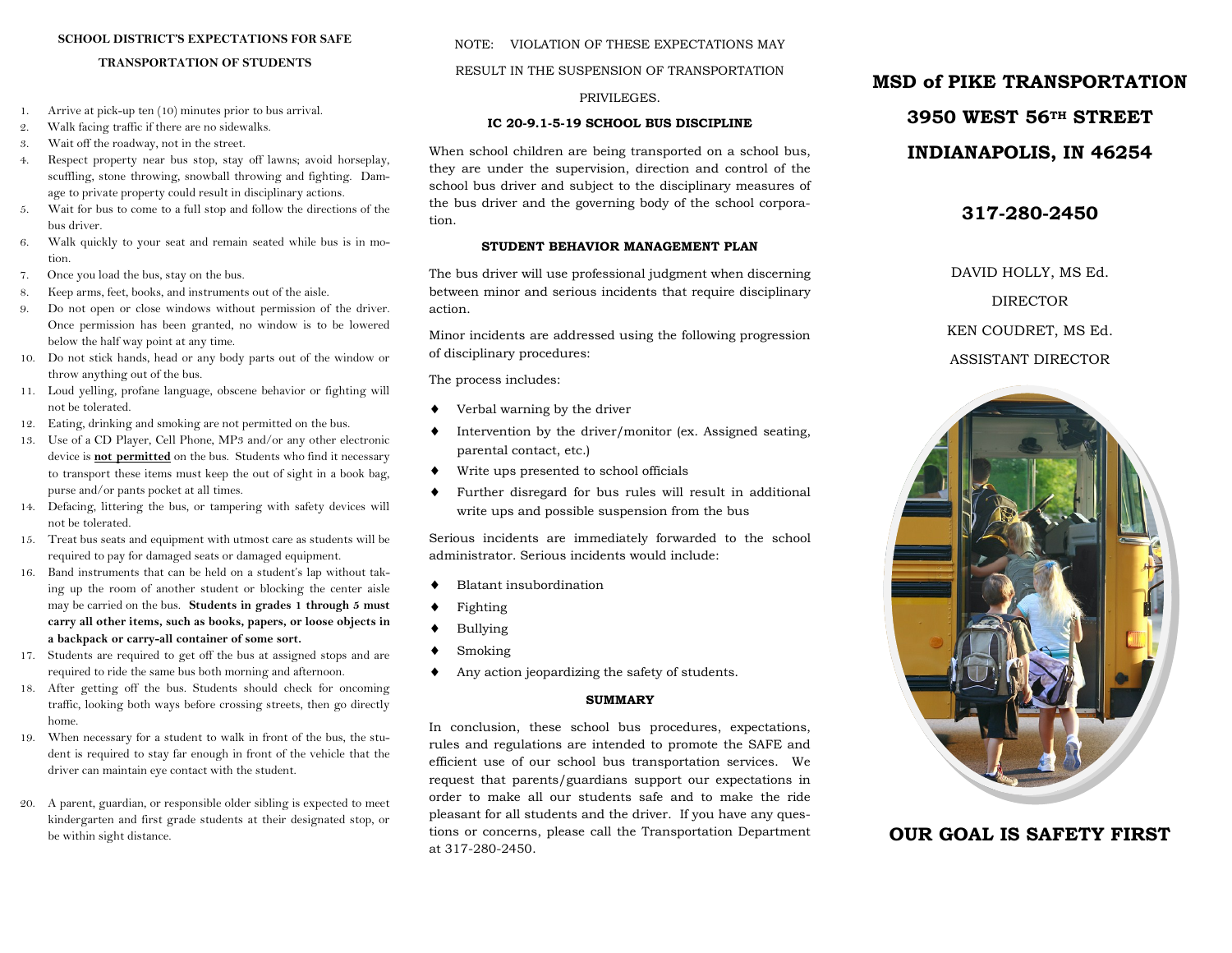## SCHOOL DISTRICT'S EXPECTATIONS FOR SAFE TRANSPORTATION OF STUDENTS

1. Arrive at pick-up ten (10) minutes prior to bus arrival.
2. Walk facing traffic if there are no sidewalks.
3. Wait off the roadway, not in the street.
4. Respect property near bus stop, stay off lawns; avoid horseplay, scuffling, stone throwing, snowball throwing and fighting. Damage to private property could result in disciplinary actions.
5. Wait for bus to come to a full stop and follow the directions of the bus driver.
6. Walk quickly to your seat and remain seated while bus is in motion.
7. Once you load the bus, stay on the bus.
8. Keep arms, feet, books, and instruments out of the aisle.
9. Do not open or close windows without permission of the driver. Once permission has been granted, no window is to be lowered below the half way point at any time.
10. Do not stick hands, head or any body parts out of the window or throw anything out of the bus.
11. Loud yelling, profane language, obscene behavior or fighting will not be tolerated.
12. Eating, drinking and smoking are not permitted on the bus.
13. Use of a CD Player, Cell Phone, MP3 and/or any other electronic device is **not permitted** on the bus. Students who find it necessary to transport these items must keep the out of sight in a book bag, purse and/or pants pocket at all times.
14. Defacing, littering the bus, or tampering with safety devices will not be tolerated.
15. Treat bus seats and equipment with utmost care as students will be required to pay for damaged seats or damaged equipment.
16. Band instruments that can be held on a student's lap without taking up the room of another student or blocking the center aisle may be carried on the bus. **Students in grades 1 through 5 must carry all other items, such as books, papers, or loose objects in a backpack or carry-all container of some sort.**
17. Students are required to get off the bus at assigned stops and are required to ride the same bus both morning and afternoon.
18. After getting off the bus. Students should check for oncoming traffic, looking both ways before crossing streets, then go directly home.
19. When necessary for a student to walk in front of the bus, the student is required to stay far enough in front of the vehicle that the driver can maintain eye contact with the student.
20. A parent, guardian, or responsible older sibling is expected to meet kindergarten and first grade students at their designated stop, or be within sight distance.

NOTE: VIOLATION OF THESE EXPECTATIONS MAY RESULT IN THE SUSPENSION OF TRANSPORTATION PRIVILEGES.

### IC 20-9.1-5-19 SCHOOL BUS DISCIPLINE

When school children are being transported on a school bus, they are under the supervision, direction and control of the school bus driver and subject to the disciplinary measures of the bus driver and the governing body of the school corporation.

### STUDENT BEHAVIOR MANAGEMENT PLAN

The bus driver will use professional judgment when discerning between minor and serious incidents that require disciplinary action.

Minor incidents are addressed using the following progression of disciplinary procedures:

The process includes:

- Verbal warning by the driver
- Intervention by the driver/monitor (ex. Assigned seating, parental contact, etc.)
- Write ups presented to school officials
- Further disregard for bus rules will result in additional write ups and possible suspension from the bus

Serious incidents are immediately forwarded to the school administrator. Serious incidents would include:

- Blatant insubordination
- Fighting
- Bullying
- Smoking
- Any action jeopardizing the safety of students.

### SUMMARY

In conclusion, these school bus procedures, expectations, rules and regulations are intended to promote the SAFE and efficient use of our school bus transportation services. We request that parents/guardians support our expectations in order to make all our students safe and to make the ride pleasant for all students and the driver. If you have any questions or concerns, please call the Transportation Department at 317-280-2450.

# MSD of PIKE TRANSPORTATION

# 3950 WEST 56TH STREET

# INDIANAPOLIS, IN 46254

## 317-280-2450

DAVID HOLLY, MS Ed.

DIRECTOR

KEN COUDRET, MS Ed.

ASSISTANT DIRECTOR

## OUR GOAL IS SAFETY FIRST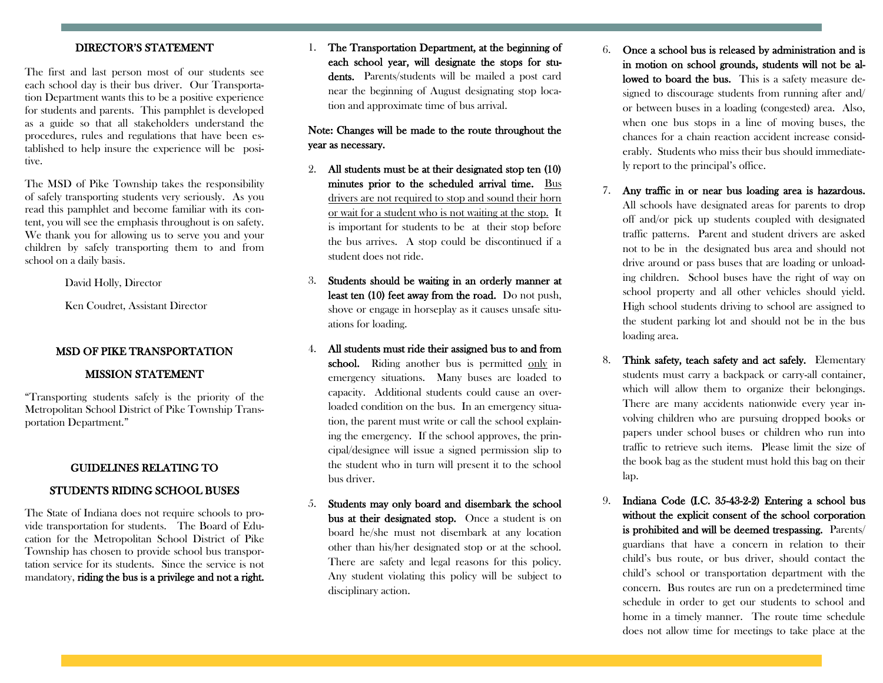## DIRECTOR'S STATEMENT

The first and last person most of our students see each school day is their bus driver. Our Transportation Department wants this to be a positive experience for students and parents. This pamphlet is developed as a guide so that all stakeholders understand the procedures, rules and regulations that have been established to help insure the experience will be positive.

The MSD of Pike Township takes the responsibility of safely transporting students very seriously. As you read this pamphlet and become familiar with its content, you will see the emphasis throughout is on safety. We thank you for allowing us to serve you and your children by safely transporting them to and from school on a daily basis.

David Holly, Director

Ken Coudret, Assistant Director

## MSD OF PIKE TRANSPORTATION

## MISSION STATEMENT

"Transporting students safely is the priority of the Metropolitan School District of Pike Township Transportation Department."

## GUIDELINES RELATING TO

## STUDENTS RIDING SCHOOL BUSES

The State of Indiana does not require schools to provide transportation for students. The Board of Education for the Metropolitan School District of Pike Township has chosen to provide school bus transportation service for its students. Since the service is not mandatory, **riding the bus is a privilege and not a right.**

1. **The Transportation Department, at the beginning of each school year, will designate the stops for students.** Parents/students will be mailed a post card near the beginning of August designating stop location and approximate time of bus arrival.

**Note: Changes will be made to the route throughout the year as necessary.**

2. **All students must be at their designated stop ten (10) minutes prior to the scheduled arrival time.** <u>Bus drivers are not required to stop and sound their horn or wait for a student who is not waiting at the stop.</u> It is important for students to be at their stop before the bus arrives. A stop could be discontinued if a student does not ride.

3. **Students should be waiting in an orderly manner at least ten (10) feet away from the road.** Do not push, shove or engage in horseplay as it causes unsafe situations for loading.

4. **All students must ride their assigned bus to and from school.** Riding another bus is permitted <u>only</u> in emergency situations. Many buses are loaded to capacity. Additional students could cause an overloaded condition on the bus. In an emergency situation, the parent must write or call the school explaining the emergency. If the school approves, the principal/designee will issue a signed permission slip to the student who in turn will present it to the school bus driver.

5. **Students may only board and disembark the school bus at their designated stop.** Once a student is on board he/she must not disembark at any location other than his/her designated stop or at the school. There are safety and legal reasons for this policy. Any student violating this policy will be subject to disciplinary action.

6. **Once a school bus is released by administration and is in motion on school grounds, students will not be allowed to board the bus.** This is a safety measure designed to discourage students from running after and/or between buses in a loading (congested) area. Also, when one bus stops in a line of moving buses, the chances for a chain reaction accident increase considerably. Students who miss their bus should immediately report to the principal's office.

7. **Any traffic in or near bus loading area is hazardous.** All schools have designated areas for parents to drop off and/or pick up students coupled with designated traffic patterns. Parent and student drivers are asked not to be in the designated bus area and should not drive around or pass buses that are loading or unloading children. School buses have the right of way on school property and all other vehicles should yield. High school students driving to school are assigned to the student parking lot and should not be in the bus loading area.

8. **Think safety, teach safety and act safely.** Elementary students must carry a backpack or carry-all container, which will allow them to organize their belongings. There are many accidents nationwide every year involving children who are pursuing dropped books or papers under school buses or children who run into traffic to retrieve such items. Please limit the size of the book bag as the student must hold this bag on their lap.

9. **Indiana Code (I.C. 35-43-2-2) Entering a school bus without the explicit consent of the school corporation is prohibited and will be deemed trespassing.** Parents/guardians that have a concern in relation to their child's bus route, or bus driver, should contact the child's school or transportation department with the concern. Bus routes are run on a predetermined time schedule in order to get our students to school and home in a timely manner. The route time schedule does not allow time for meetings to take place at the